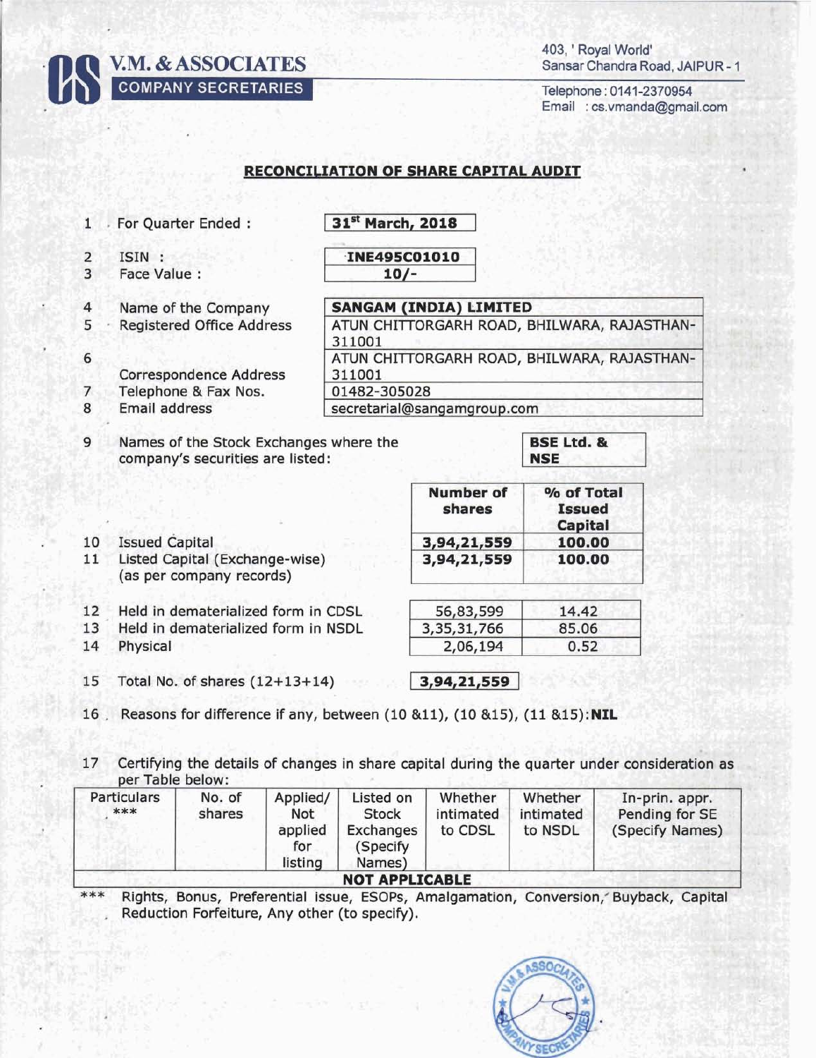**V.M. & ASSOCIATES**
**COMPANY SECRETARIES**

403, ' Royal World'
Sansar Chandra Road, JAIPUR - 1

Telephone : 0141-2370954
Email : cs.vmanda@gmail.com

## RECONCILIATION OF SHARE CAPITAL AUDIT

| | | |
|---|---|---|
| 1 | For Quarter Ended : | **31st March, 2018** |
| 2 | ISIN : | **INE495C01010** |
| 3 | Face Value : | **10/-** |
| 4 | Name of the Company | **SANGAM (INDIA) LIMITED** |
| 5 | Registered Office Address | ATUN CHITTORGARH ROAD, BHILWARA, RAJASTHAN-311001 |
| 6 | Correspondence Address | ATUN CHITTORGARH ROAD, BHILWARA, RAJASTHAN-311001 |
| 7 | Telephone & Fax Nos. | 01482-305028 |
| 8 | Email address | secretarial@sangamgroup.com |
| 9 | Names of the Stock Exchanges where the company's securities are listed: | **BSE Ltd. & NSE** |

| | | Number of shares | % of Total Issued Capital |
|---|---|---|---|
| 10 | Issued Capital | 3,94,21,559 | 100.00 |
| 11 | Listed Capital (Exchange-wise) (as per company records) | 3,94,21,559 | 100.00 |
| 12 | Held in dematerialized form in CDSL | 56,83,599 | 14.42 |
| 13 | Held in dematerialized form in NSDL | 3,35,31,766 | 85.06 |
| 14 | Physical | 2,06,194 | 0.52 |
| 15 | Total No. of shares (12+13+14) | 3,94,21,559 | |

16 Reasons for difference if any, between (10 &11), (10 &15), (11 &15): **NIL**

17 Certifying the details of changes in share capital during the quarter under consideration as per Table below:

| Particulars *** | No. of shares | Applied/ Not applied for listing | Listed on Stock Exchanges (Specify Names) | Whether intimated to CDSL | Whether intimated to NSDL | In-prin. appr. Pending for SE (Specify Names) |
|---|---|---|---|---|---|---|
| **NOT APPLICABLE** | | | | | | |

*** Rights, Bonus, Preferential issue, ESOPs, Amalgamation, Conversion, Buyback, Capital Reduction Forfeiture, Any other (to specify).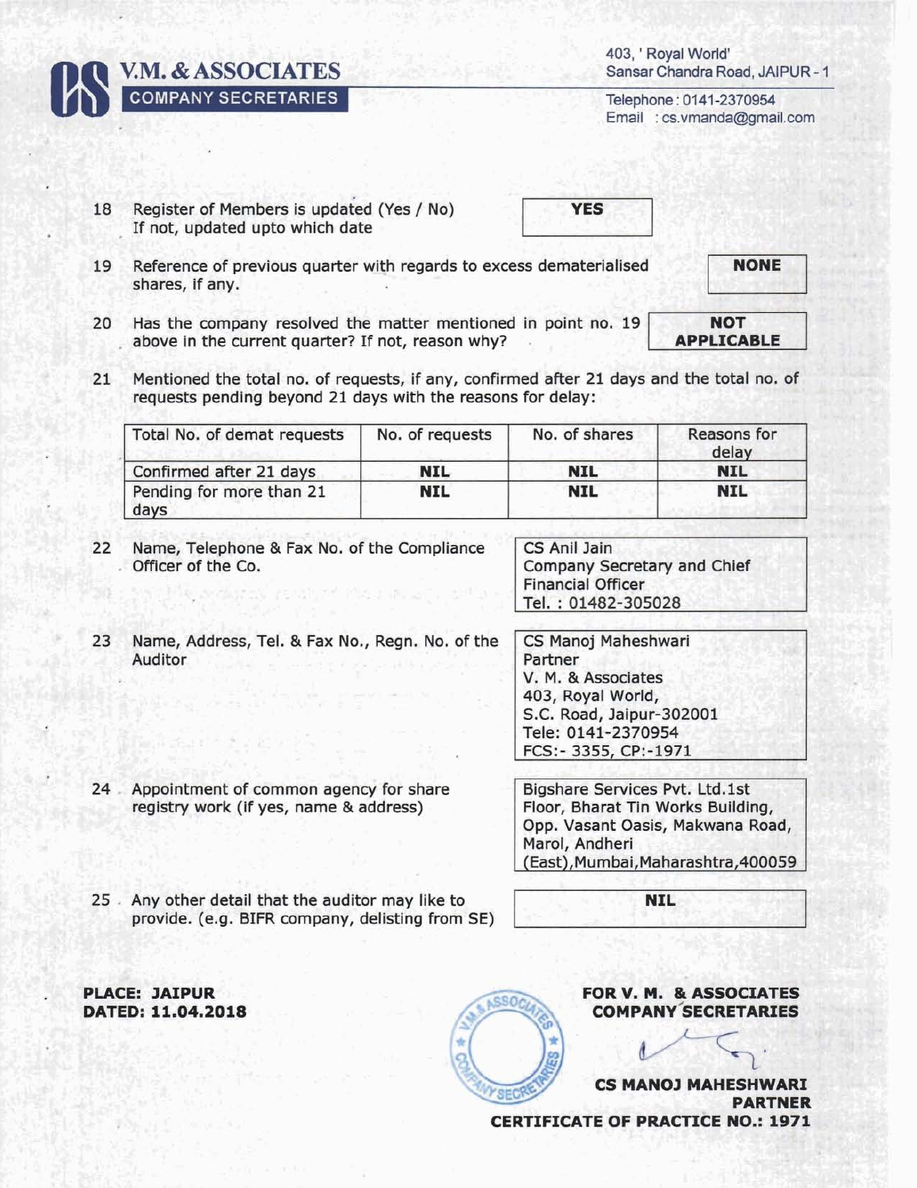**V.M. & ASSOCIATES**
COMPANY SECRETARIES

403, ' Royal World'
Sansar Chandra Road, JAIPUR - 1
Telephone : 0141-2370954
Email : cs.vmanda@gmail.com

| | | |
|---|---|---|
| 18 | Register of Members is updated (Yes / No) If not, updated upto which date | **YES** |
| 19 | Reference of previous quarter with regards to excess dematerialised shares, if any. | **NONE** |
| 20 | Has the company resolved the matter mentioned in point no. 19 above in the current quarter? If not, reason why? | **NOT APPLICABLE** |

21 Mentioned the total no. of requests, if any, confirmed after 21 days and the total no. of requests pending beyond 21 days with the reasons for delay:

| Total No. of demat requests | No. of requests | No. of shares | Reasons for delay |
|---|---|---|---|
| Confirmed after 21 days | **NIL** | **NIL** | **NIL** |
| Pending for more than 21 days | **NIL** | **NIL** | **NIL** |

| | | |
|---|---|---|
| 22 | Name, Telephone & Fax No. of the Compliance Officer of the Co. | CS Anil Jain<br>Company Secretary and Chief Financial Officer<br>Tel. : 01482-305028 |
| 23 | Name, Address, Tel. & Fax No., Regn. No. of the Auditor | CS Manoj Maheshwari<br>Partner<br>V. M. & Associates<br>403, Royal World,<br>S.C. Road, Jaipur-302001<br>Tele: 0141-2370954<br>FCS:- 3355, CP:-1971 |
| 24 | Appointment of common agency for share registry work (if yes, name & address) | Bigshare Services Pvt. Ltd.1st Floor, Bharat Tin Works Building, Opp. Vasant Oasis, Makwana Road, Marol, Andheri (East),Mumbai,Maharashtra,400059 |
| 25 | Any other detail that the auditor may like to provide. (e.g. BIFR company, delisting from SE) | **NIL** |

**PLACE: JAIPUR**
**DATED: 11.04.2018**

**FOR V. M. & ASSOCIATES**
**COMPANY SECRETARIES**

**CS MANOJ MAHESHWARI**
**PARTNER**
**CERTIFICATE OF PRACTICE NO.: 1971**